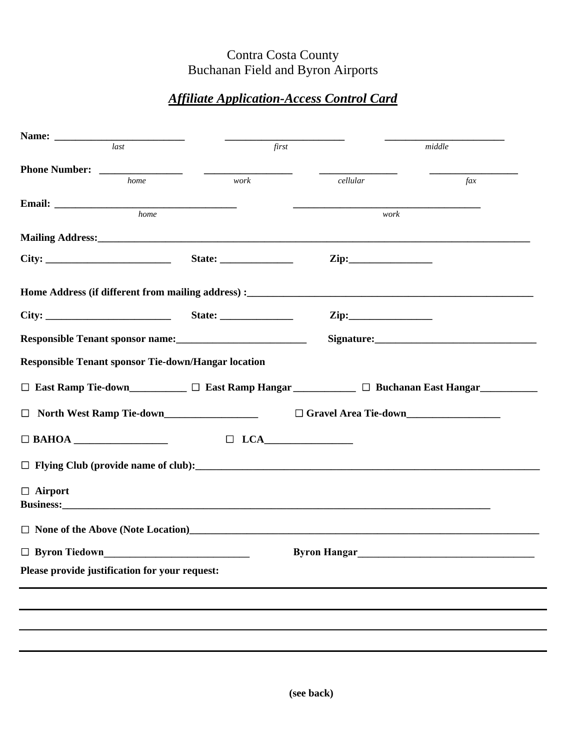Contra Costa County
Buchanan Field and Byron Airports

## ***Affiliate Application-Access Control Card***

**Name:** _________________________ _______________________ _______________________
*last* *first* *middle*

**Phone Number:** _______________ ________________ _______________ ________________
*home* *work* *cellular* *fax*

**Email:** ___________________________________ ___________________________________
*home* *work*

**Mailing Address:**_______________________________________________________________________________

**City:** ________________________ **State:** ______________ **Zip:**________________

**Home Address (if different from mailing address) :**_______________________________________________________

**City:** ________________________ **State:** ______________ **Zip:**________________

**Responsible Tenant sponsor name:**________________________ **Signature:**______________________________

**Responsible Tenant sponsor Tie-down/Hangar location**

☐ **East Ramp Tie-down**___________ ☐ **East Ramp Hangar** ____________ ☐ **Buchanan East Hangar**___________

☐ **North West Ramp Tie-down**__________________ ☐ **Gravel Area Tie-down**__________________

☐ **BAHOA** __________________ ☐ **LCA**_________________

☐ **Flying Club (provide name of club):**_______________________________________________________________

☐ **Airport Business:**_______________________________________________________________________________

☐ **None of the Above (Note Location)**__________________________________________________________________

☐ **Byron Tiedown**____________________________ **Byron Hangar**__________________________________

**Please provide justification for your request:**

_______________________________________________________________________________________________

_______________________________________________________________________________________________

_______________________________________________________________________________________________

_______________________________________________________________________________________________

**(see back)**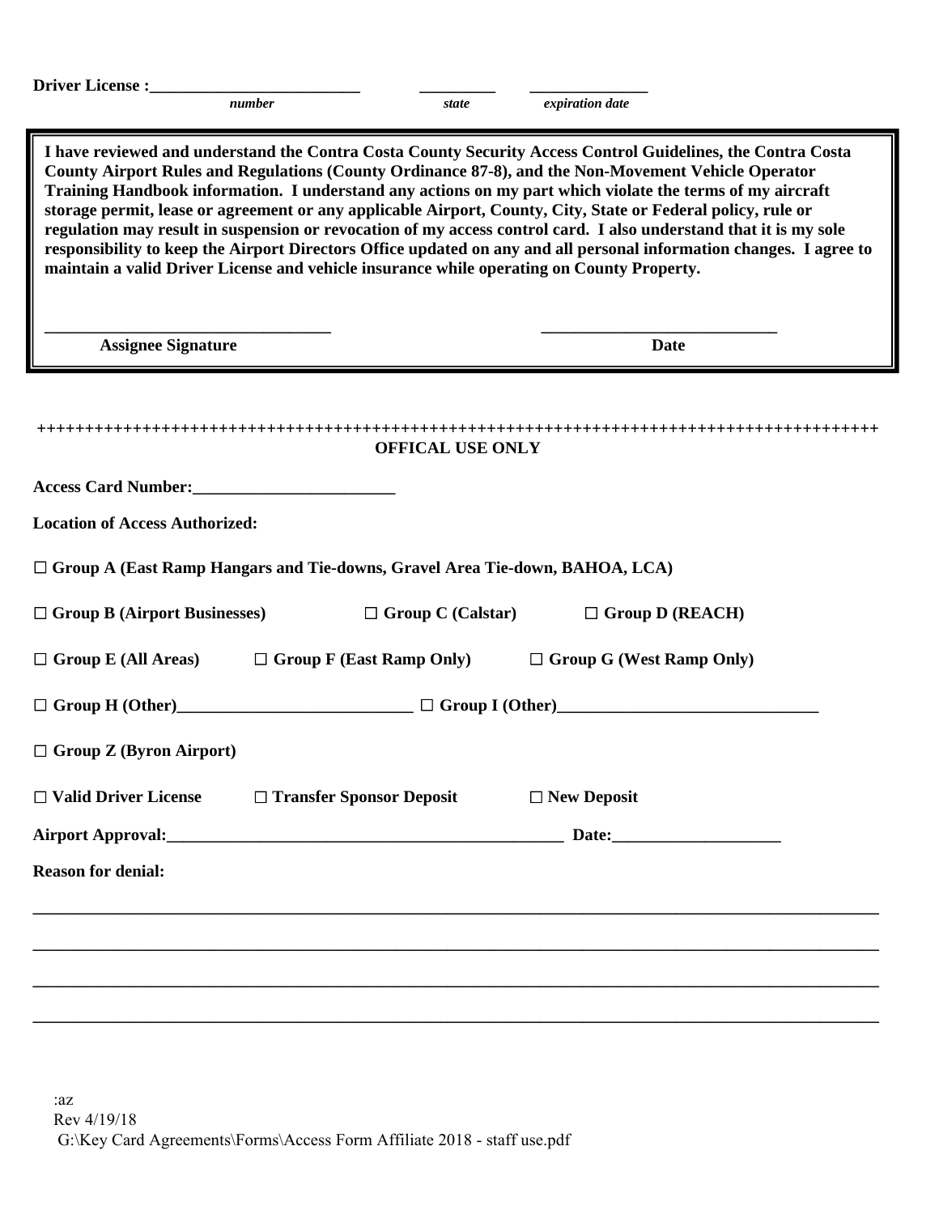**Driver License :**_________________________ _________ ______________

*number* *state* *expiration date*

**I have reviewed and understand the Contra Costa County Security Access Control Guidelines, the Contra Costa County Airport Rules and Regulations (County Ordinance 87-8), and the Non-Movement Vehicle Operator Training Handbook information. I understand any actions on my part which violate the terms of my aircraft storage permit, lease or agreement or any applicable Airport, County, City, State or Federal policy, rule or regulation may result in suspension or revocation of my access control card. I also understand that it is my sole responsibility to keep the Airport Directors Office updated on any and all personal information changes. I agree to maintain a valid Driver License and vehicle insurance while operating on County Property.**

_________________________________ ____________________________

**Assignee Signature** **Date**

++++++++++++++++++++++++++++++++++++++++++++++++++++++++++++++++++++++++++++++++++++++++

**OFFICAL USE ONLY**

**Access Card Number:**________________________

**Location of Access Authorized:**

☐ **Group A (East Ramp Hangars and Tie-downs, Gravel Area Tie-down, BAHOA, LCA)**

☐ **Group B (Airport Businesses)** ☐ **Group C (Calstar)** ☐ **Group D (REACH)**

☐ **Group E (All Areas)** ☐ **Group F (East Ramp Only)** ☐ **Group G (West Ramp Only)**

☐ **Group H (Other)**____________________________ ☐ **Group I (Other)**_______________________________

☐ **Group Z (Byron Airport)**

☐ **Valid Driver License** ☐ **Transfer Sponsor Deposit** ☐ **New Deposit**

**Airport Approval:**________________________________________________ **Date:**____________________

**Reason for denial:**

_____________________________________________________________________________________________

_____________________________________________________________________________________________

_____________________________________________________________________________________________

_____________________________________________________________________________________________

:az
Rev 4/19/18
G:\Key Card Agreements\Forms\Access Form Affiliate 2018 - staff use.pdf